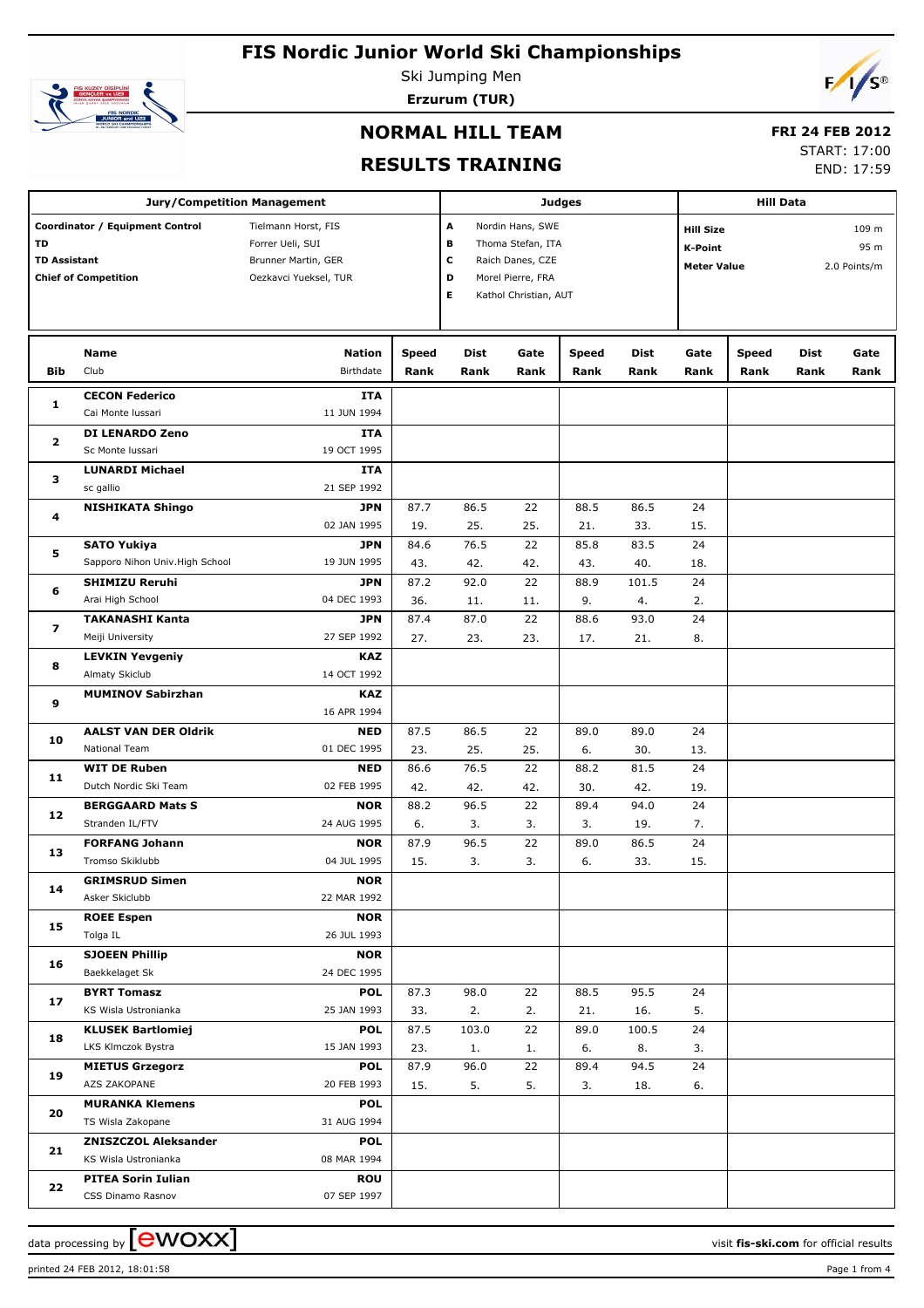# FIS Nordic Junior World Ski Championships

Ski Jumping Men

**Erzurum (TUR)**

## NORMAL HILL TEAM

## RESULTS TRAINING

**FRI 24 FEB 2012**

START: 17:00

END: 17:59

| Jury/Competition Management | | Judges | | Hill Data | |
|---|---|---|---|---|---|
| **Coordinator / Equipment Control** | Tielmann Horst, FIS | A | Nordin Hans, SWE | **Hill Size** | 109 m |
| **TD** | Forrer Ueli, SUI | B | Thoma Stefan, ITA | **K-Point** | 95 m |
| **TD Assistant** | Brunner Martin, GER | C | Raich Danes, CZE | **Meter Value** | 2.0 Points/m |
| **Chief of Competition** | Oezkavci Yueksel, TUR | D | Morel Pierre, FRA | | |
| | | E | Kathol Christian, AUT | | |

| Bib | Name / Club | Nation / Birthdate | Speed / Rank | Dist / Rank | Gate / Rank | Speed / Rank | Dist / Rank | Gate / Rank | Speed / Rank | Dist / Rank | Gate / Rank |
|---|---|---|---|---|---|---|---|---|---|---|---|
| 1 | **CECON Federico** / Cai Monte Iussari | **ITA** / 11 JUN 1994 | | | | | | | | | |
| 2 | **DI LENARDO Zeno** / Sc Monte Iussari | **ITA** / 19 OCT 1995 | | | | | | | | | |
| 3 | **LUNARDI Michael** / sc gallio | **ITA** / 21 SEP 1992 | | | | | | | | | |
| 4 | **NISHIKATA Shingo** | **JPN** / 02 JAN 1995 | 87.7 / 19. | 86.5 / 25. | 22 / 25. | 88.5 / 21. | 86.5 / 33. | 24 / 15. | | | |
| 5 | **SATO Yukiya** / Sapporo Nihon Univ.High School | **JPN** / 19 JUN 1995 | 84.6 / 43. | 76.5 / 42. | 22 / 42. | 85.8 / 43. | 83.5 / 40. | 24 / 18. | | | |
| 6 | **SHIMIZU Reruhi** / Arai High School | **JPN** / 04 DEC 1993 | 87.2 / 36. | 92.0 / 11. | 22 / 11. | 88.9 / 9. | 101.5 / 4. | 24 / 2. | | | |
| 7 | **TAKANASHI Kanta** / Meiji University | **JPN** / 27 SEP 1992 | 87.4 / 27. | 87.0 / 23. | 22 / 23. | 88.6 / 17. | 93.0 / 21. | 24 / 8. | | | |
| 8 | **LEVKIN Yevgeniy** / Almaty Skiclub | **KAZ** / 14 OCT 1992 | | | | | | | | | |
| 9 | **MUMINOV Sabirzhan** | **KAZ** / 16 APR 1994 | | | | | | | | | |
| 10 | **AALST VAN DER Oldrik** / National Team | **NED** / 01 DEC 1995 | 87.5 / 23. | 86.5 / 25. | 22 / 25. | 89.0 / 6. | 89.0 / 30. | 24 / 13. | | | |
| 11 | **WIT DE Ruben** / Dutch Nordic Ski Team | **NED** / 02 FEB 1995 | 86.6 / 42. | 76.5 / 42. | 22 / 42. | 88.2 / 30. | 81.5 / 42. | 24 / 19. | | | |
| 12 | **BERGGAARD Mats S** / Stranden IL/FTV | **NOR** / 24 AUG 1995 | 88.2 / 6. | 96.5 / 3. | 22 / 3. | 89.4 / 3. | 94.0 / 19. | 24 / 7. | | | |
| 13 | **FORFANG Johann** / Tromso Skiklubb | **NOR** / 04 JUL 1995 | 87.9 / 15. | 96.5 / 3. | 22 / 3. | 89.0 / 6. | 86.5 / 33. | 24 / 15. | | | |
| 14 | **GRIMSRUD Simen** / Asker Skiclubb | **NOR** / 22 MAR 1992 | | | | | | | | | |
| 15 | **ROEE Espen** / Tolga IL | **NOR** / 26 JUL 1993 | | | | | | | | | |
| 16 | **SJOEEN Phillip** / Baekkelaget Sk | **NOR** / 24 DEC 1995 | | | | | | | | | |
| 17 | **BYRT Tomasz** / KS Wisla Ustronianka | **POL** / 25 JAN 1993 | 87.3 / 33. | 98.0 / 2. | 22 / 2. | 88.5 / 21. | 95.5 / 16. | 24 / 5. | | | |
| 18 | **KLUSEK Bartlomiej** / LKS Klmczok Bystra | **POL** / 15 JAN 1993 | 87.5 / 23. | 103.0 / 1. | 22 / 1. | 89.0 / 6. | 100.5 / 8. | 24 / 3. | | | |
| 19 | **MIETUS Grzegorz** / AZS ZAKOPANE | **POL** / 20 FEB 1993 | 87.9 / 15. | 96.0 / 5. | 22 / 5. | 89.4 / 3. | 94.5 / 18. | 24 / 6. | | | |
| 20 | **MURANKA Klemens** / TS Wisla Zakopane | **POL** / 31 AUG 1994 | | | | | | | | | |
| 21 | **ZNISZCZOL Aleksander** / KS Wisla Ustronianka | **POL** / 08 MAR 1994 | | | | | | | | | |
| 22 | **PITEA Sorin Iulian** / CSS Dinamo Rasnov | **ROU** / 07 SEP 1997 | | | | | | | | | |

data processing by ewoxx — visit **fis-ski.com** for official results

printed 24 FEB 2012, 18:01:58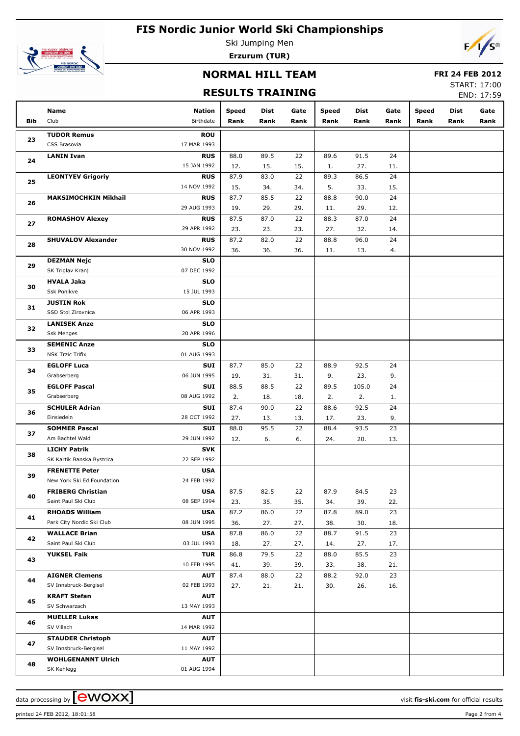# FIS Nordic Junior World Ski Championships

Ski Jumping Men

**Erzurum (TUR)**

## NORMAL HILL TEAM

**FRI 24 FEB 2012**

START: 17:00

## RESULTS TRAINING

END: 17:59

| Bib | Name / Club | Nation / Birthdate | Speed / Rank | Dist / Rank | Gate / Rank | Speed / Rank | Dist / Rank | Gate / Rank | Speed / Rank | Dist / Rank | Gate / Rank |
|---|---|---|---|---|---|---|---|---|---|---|---|
| 23 | **TUDOR Remus** | **ROU** | | | | | | | | | |
| | CSS Brasovia | 17 MAR 1993 | | | | | | | | | |
| 24 | **LANIN Ivan** | **RUS** | 88.0 | 89.5 | 22 | 89.6 | 91.5 | 24 | | | |
| | | 15 JAN 1992 | 12. | 15. | 15. | 1. | 27. | 11. | | | |
| 25 | **LEONTYEV Grigoriy** | **RUS** | 87.9 | 83.0 | 22 | 89.3 | 86.5 | 24 | | | |
| | | 14 NOV 1992 | 15. | 34. | 34. | 5. | 33. | 15. | | | |
| 26 | **MAKSIMOCHKIN Mikhail** | **RUS** | 87.7 | 85.5 | 22 | 88.8 | 90.0 | 24 | | | |
| | | 29 AUG 1993 | 19. | 29. | 29. | 11. | 29. | 12. | | | |
| 27 | **ROMASHOV Alexey** | **RUS** | 87.5 | 87.0 | 22 | 88.3 | 87.0 | 24 | | | |
| | | 29 APR 1992 | 23. | 23. | 23. | 27. | 32. | 14. | | | |
| 28 | **SHUVALOV Alexander** | **RUS** | 87.2 | 82.0 | 22 | 88.8 | 96.0 | 24 | | | |
| | | 30 NOV 1992 | 36. | 36. | 36. | 11. | 13. | 4. | | | |
| 29 | **DEZMAN Nejc** | **SLO** | | | | | | | | | |
| | SK Triglav Kranj | 07 DEC 1992 | | | | | | | | | |
| 30 | **HVALA Jaka** | **SLO** | | | | | | | | | |
| | Ssk Ponikve | 15 JUL 1993 | | | | | | | | | |
| 31 | **JUSTIN Rok** | **SLO** | | | | | | | | | |
| | SSD Stol Zirovnica | 06 APR 1993 | | | | | | | | | |
| 32 | **LANISEK Anze** | **SLO** | | | | | | | | | |
| | Ssk Menges | 20 APR 1996 | | | | | | | | | |
| 33 | **SEMENIC Anze** | **SLO** | | | | | | | | | |
| | NSK Trzic Trifix | 01 AUG 1993 | | | | | | | | | |
| 34 | **EGLOFF Luca** | **SUI** | 87.7 | 85.0 | 22 | 88.9 | 92.5 | 24 | | | |
| | Grabserberg | 06 JUN 1995 | 19. | 31. | 31. | 9. | 23. | 9. | | | |
| 35 | **EGLOFF Pascal** | **SUI** | 88.5 | 88.5 | 22 | 89.5 | 105.0 | 24 | | | |
| | Grabserberg | 08 AUG 1992 | 2. | 18. | 18. | 2. | 2. | 1. | | | |
| 36 | **SCHULER Adrian** | **SUI** | 87.4 | 90.0 | 22 | 88.6 | 92.5 | 24 | | | |
| | Einsiedeln | 28 OCT 1992 | 27. | 13. | 13. | 17. | 23. | 9. | | | |
| 37 | **SOMMER Pascal** | **SUI** | 88.0 | 95.5 | 22 | 88.4 | 93.5 | 23 | | | |
| | Am Bachtel Wald | 29 JUN 1992 | 12. | 6. | 6. | 24. | 20. | 13. | | | |
| 38 | **LICHY Patrik** | **SVK** | | | | | | | | | |
| | SK Kartik Banska Bystrica | 22 SEP 1992 | | | | | | | | | |
| 39 | **FRENETTE Peter** | **USA** | | | | | | | | | |
| | New York Ski Ed Foundation | 24 FEB 1992 | | | | | | | | | |
| 40 | **FRIBERG Christian** | **USA** | 87.5 | 82.5 | 22 | 87.9 | 84.5 | 23 | | | |
| | Saint Paul Ski Club | 08 SEP 1994 | 23. | 35. | 35. | 34. | 39. | 22. | | | |
| 41 | **RHOADS William** | **USA** | 87.2 | 86.0 | 22 | 87.8 | 89.0 | 23 | | | |
| | Park City Nordic Ski Club | 08 JUN 1995 | 36. | 27. | 27. | 38. | 30. | 18. | | | |
| 42 | **WALLACE Brian** | **USA** | 87.8 | 86.0 | 22 | 88.7 | 91.5 | 23 | | | |
| | Saint Paul Ski Club | 03 JUL 1993 | 18. | 27. | 27. | 14. | 27. | 17. | | | |
| 43 | **YUKSEL Faik** | **TUR** | 86.8 | 79.5 | 22 | 88.0 | 85.5 | 23 | | | |
| | | 10 FEB 1995 | 41. | 39. | 39. | 33. | 38. | 21. | | | |
| 44 | **AIGNER Clemens** | **AUT** | 87.4 | 88.0 | 22 | 88.2 | 92.0 | 23 | | | |
| | SV Innsbruck-Bergisel | 02 FEB 1993 | 27. | 21. | 21. | 30. | 26. | 16. | | | |
| 45 | **KRAFT Stefan** | **AUT** | | | | | | | | | |
| | SV Schwarzach | 13 MAY 1993 | | | | | | | | | |
| 46 | **MUELLER Lukas** | **AUT** | | | | | | | | | |
| | SV Villach | 14 MAR 1992 | | | | | | | | | |
| 47 | **STAUDER Christoph** | **AUT** | | | | | | | | | |
| | SV Innsbruck-Bergisel | 11 MAY 1992 | | | | | | | | | |
| 48 | **WOHLGENANNT Ulrich** | **AUT** | | | | | | | | | |
| | SK Kehlegg | 01 AUG 1994 | | | | | | | | | |

data processing by ewoxx — visit fis-ski.com for official results

printed 24 FEB 2012, 18:01:58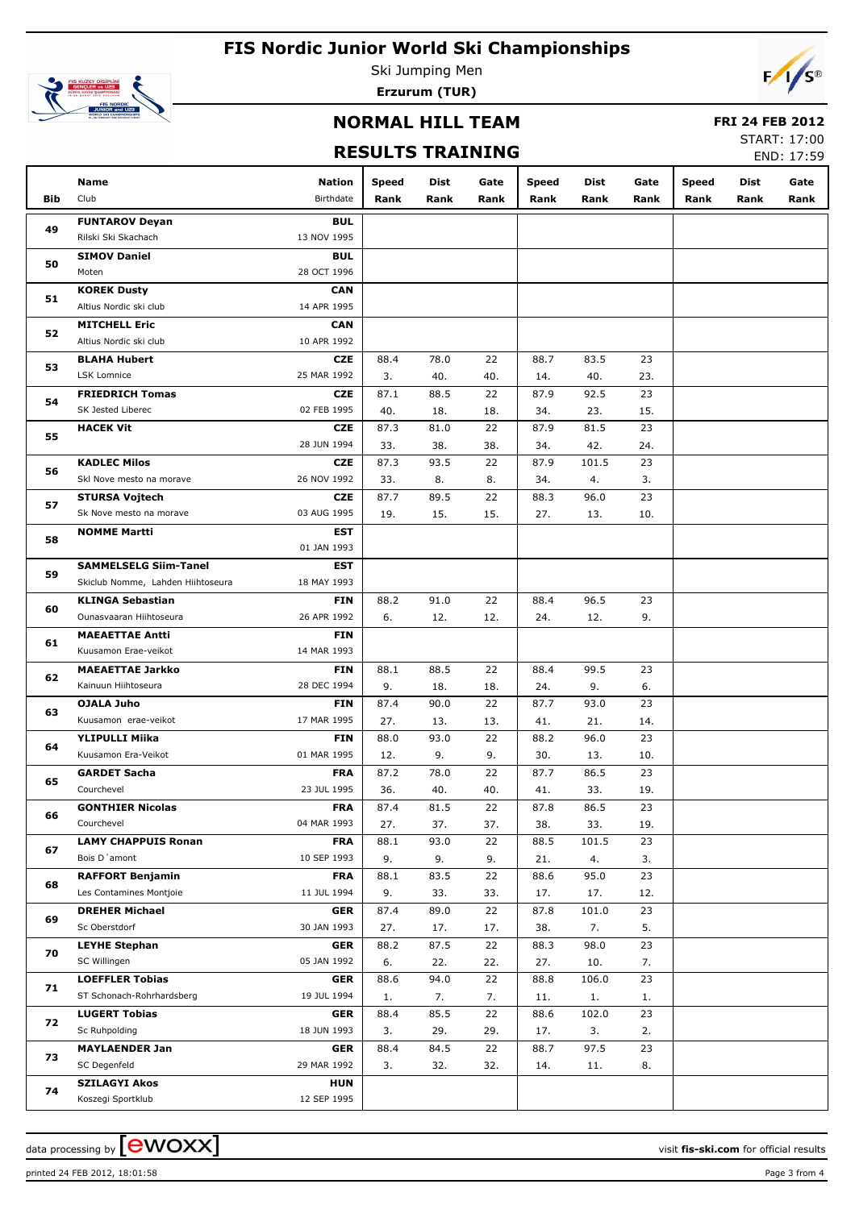# FIS Nordic Junior World Ski Championships

Ski Jumping Men

**Erzurum (TUR)**

## NORMAL HILL TEAM

## RESULTS TRAINING

**FRI 24 FEB 2012**

START: 17:00

END: 17:59

| Bib | Name / Club | Nation / Birthdate | Speed Rank | Dist Rank | Gate Rank | Speed Rank | Dist Rank | Gate Rank | Speed Rank | Dist Rank | Gate Rank |
|---|---|---|---|---|---|---|---|---|---|---|---|
| 49 | **FUNTAROV Deyan** | **BUL** | | | | | | | | | |
| | Rilski Ski Skachach | 13 NOV 1995 | | | | | | | | | |
| 50 | **SIMOV Daniel** | **BUL** | | | | | | | | | |
| | Moten | 28 OCT 1996 | | | | | | | | | |
| 51 | **KOREK Dusty** | **CAN** | | | | | | | | | |
| | Altius Nordic ski club | 14 APR 1995 | | | | | | | | | |
| 52 | **MITCHELL Eric** | **CAN** | | | | | | | | | |
| | Altius Nordic ski club | 10 APR 1992 | | | | | | | | | |
| 53 | **BLAHA Hubert** | **CZE** | 88.4 | 78.0 | 22 | 88.7 | 83.5 | 23 | | | |
| | LSK Lomnice | 25 MAR 1992 | 3. | 40. | 40. | 14. | 40. | 23. | | | |
| 54 | **FRIEDRICH Tomas** | **CZE** | 87.1 | 88.5 | 22 | 87.9 | 92.5 | 23 | | | |
| | SK Jested Liberec | 02 FEB 1995 | 40. | 18. | 18. | 34. | 23. | 15. | | | |
| 55 | **HACEK Vit** | **CZE** | 87.3 | 81.0 | 22 | 87.9 | 81.5 | 23 | | | |
| | | 28 JUN 1994 | 33. | 38. | 38. | 34. | 42. | 24. | | | |
| 56 | **KADLEC Milos** | **CZE** | 87.3 | 93.5 | 22 | 87.9 | 101.5 | 23 | | | |
| | Skl Nove mesto na morave | 26 NOV 1992 | 33. | 8. | 8. | 34. | 4. | 3. | | | |
| 57 | **STURSA Vojtech** | **CZE** | 87.7 | 89.5 | 22 | 88.3 | 96.0 | 23 | | | |
| | Sk Nove mesto na morave | 03 AUG 1995 | 19. | 15. | 15. | 27. | 13. | 10. | | | |
| 58 | **NOMME Martti** | **EST** | | | | | | | | | |
| | | 01 JAN 1993 | | | | | | | | | |
| 59 | **SAMMELSELG Siim-Tanel** | **EST** | | | | | | | | | |
| | Skiclub Nomme, Lahden Hiihtoseura | 18 MAY 1993 | | | | | | | | | |
| 60 | **KLINGA Sebastian** | **FIN** | 88.2 | 91.0 | 22 | 88.4 | 96.5 | 23 | | | |
| | Ounasvaaran Hiihtoseura | 26 APR 1992 | 6. | 12. | 12. | 24. | 12. | 9. | | | |
| 61 | **MAEAETTAE Antti** | **FIN** | | | | | | | | | |
| | Kuusamon Erae-veikot | 14 MAR 1993 | | | | | | | | | |
| 62 | **MAEAETTAE Jarkko** | **FIN** | 88.1 | 88.5 | 22 | 88.4 | 99.5 | 23 | | | |
| | Kainuun Hiihtoseura | 28 DEC 1994 | 9. | 18. | 18. | 24. | 9. | 6. | | | |
| 63 | **OJALA Juho** | **FIN** | 87.4 | 90.0 | 22 | 87.7 | 93.0 | 23 | | | |
| | Kuusamon erae-veikot | 17 MAR 1995 | 27. | 13. | 13. | 41. | 21. | 14. | | | |
| 64 | **YLIPULLI Miika** | **FIN** | 88.0 | 93.0 | 22 | 88.2 | 96.0 | 23 | | | |
| | Kuusamon Era-Veikot | 01 MAR 1995 | 12. | 9. | 9. | 30. | 13. | 10. | | | |
| 65 | **GARDET Sacha** | **FRA** | 87.2 | 78.0 | 22 | 87.7 | 86.5 | 23 | | | |
| | Courchevel | 23 JUL 1995 | 36. | 40. | 40. | 41. | 33. | 19. | | | |
| 66 | **GONTHIER Nicolas** | **FRA** | 87.4 | 81.5 | 22 | 87.8 | 86.5 | 23 | | | |
| | Courchevel | 04 MAR 1993 | 27. | 37. | 37. | 38. | 33. | 19. | | | |
| 67 | **LAMY CHAPPUIS Ronan** | **FRA** | 88.1 | 93.0 | 22 | 88.5 | 101.5 | 23 | | | |
| | Bois D´amont | 10 SEP 1993 | 9. | 9. | 9. | 21. | 4. | 3. | | | |
| 68 | **RAFFORT Benjamin** | **FRA** | 88.1 | 83.5 | 22 | 88.6 | 95.0 | 23 | | | |
| | Les Contamines Montjoie | 11 JUL 1994 | 9. | 33. | 33. | 17. | 17. | 12. | | | |
| 69 | **DREHER Michael** | **GER** | 87.4 | 89.0 | 22 | 87.8 | 101.0 | 23 | | | |
| | Sc Oberstdorf | 30 JAN 1993 | 27. | 17. | 17. | 38. | 7. | 5. | | | |
| 70 | **LEYHE Stephan** | **GER** | 88.2 | 87.5 | 22 | 88.3 | 98.0 | 23 | | | |
| | SC Willingen | 05 JAN 1992 | 6. | 22. | 22. | 27. | 10. | 7. | | | |
| 71 | **LOEFFLER Tobias** | **GER** | 88.6 | 94.0 | 22 | 88.8 | 106.0 | 23 | | | |
| | ST Schonach-Rohrhardsberg | 19 JUL 1994 | 1. | 7. | 7. | 11. | 1. | 1. | | | |
| 72 | **LUGERT Tobias** | **GER** | 88.4 | 85.5 | 22 | 88.6 | 102.0 | 23 | | | |
| | Sc Ruhpolding | 18 JUN 1993 | 3. | 29. | 29. | 17. | 3. | 2. | | | |
| 73 | **MAYLAENDER Jan** | **GER** | 88.4 | 84.5 | 22 | 88.7 | 97.5 | 23 | | | |
| | SC Degenfeld | 29 MAR 1992 | 3. | 32. | 32. | 14. | 11. | 8. | | | |
| 74 | **SZILAGYI Akos** | **HUN** | | | | | | | | | |
| | Koszegi Sportklub | 12 SEP 1995 | | | | | | | | | |

data processing by ewoxx — visit **fis-ski.com** for official results

printed 24 FEB 2012, 18:01:58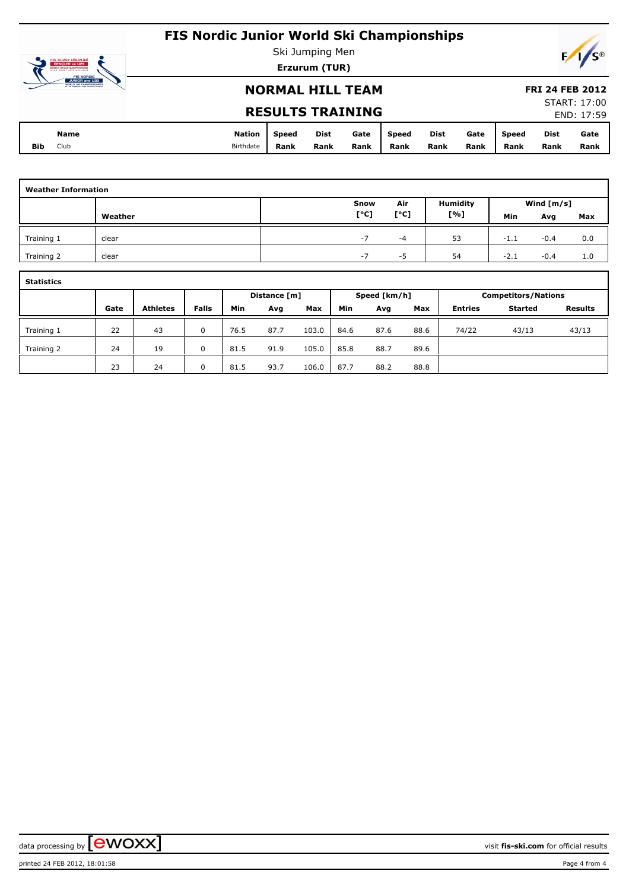# FIS Nordic Junior World Ski Championships

Ski Jumping Men

**Erzurum (TUR)**

## NORMAL HILL TEAM

## RESULTS TRAINING

**FRI 24 FEB 2012**

START: 17:00

END: 17:59

| Bib | Name / Club | Nation / Birthdate | Speed Rank | Dist Rank | Gate Rank | Speed Rank | Dist Rank | Gate Rank | Speed Rank | Dist Rank | Gate Rank |
|---|---|---|---|---|---|---|---|---|---|---|---|

### Weather Information

| | Weather | Snow [°C] | Air [°C] | Humidity [%] | Wind [m/s] Min | Avg | Max |
|---|---|---|---|---|---|---|---|
| Training 1 | clear | -7 | -4 | 53 | -1.1 | -0.4 | 0.0 |
| Training 2 | clear | -7 | -5 | 54 | -2.1 | -0.4 | 1.0 |

### Statistics

| | Gate | Athletes | Falls | Distance [m] Min | Avg | Max | Speed [km/h] Min | Avg | Max | Competitors/Nations Entries | Started | Results |
|---|---|---|---|---|---|---|---|---|---|---|---|---|
| Training 1 | 22 | 43 | 0 | 76.5 | 87.7 | 103.0 | 84.6 | 87.6 | 88.6 | 74/22 | 43/13 | 43/13 |
| Training 2 | 24 | 19 | 0 | 81.5 | 91.9 | 105.0 | 85.8 | 88.7 | 89.6 | | | |
| | 23 | 24 | 0 | 81.5 | 93.7 | 106.0 | 87.7 | 88.2 | 88.8 | | | |

data processing by [ewoxx] visit **fis-ski.com** for official results

printed 24 FEB 2012, 18:01:58